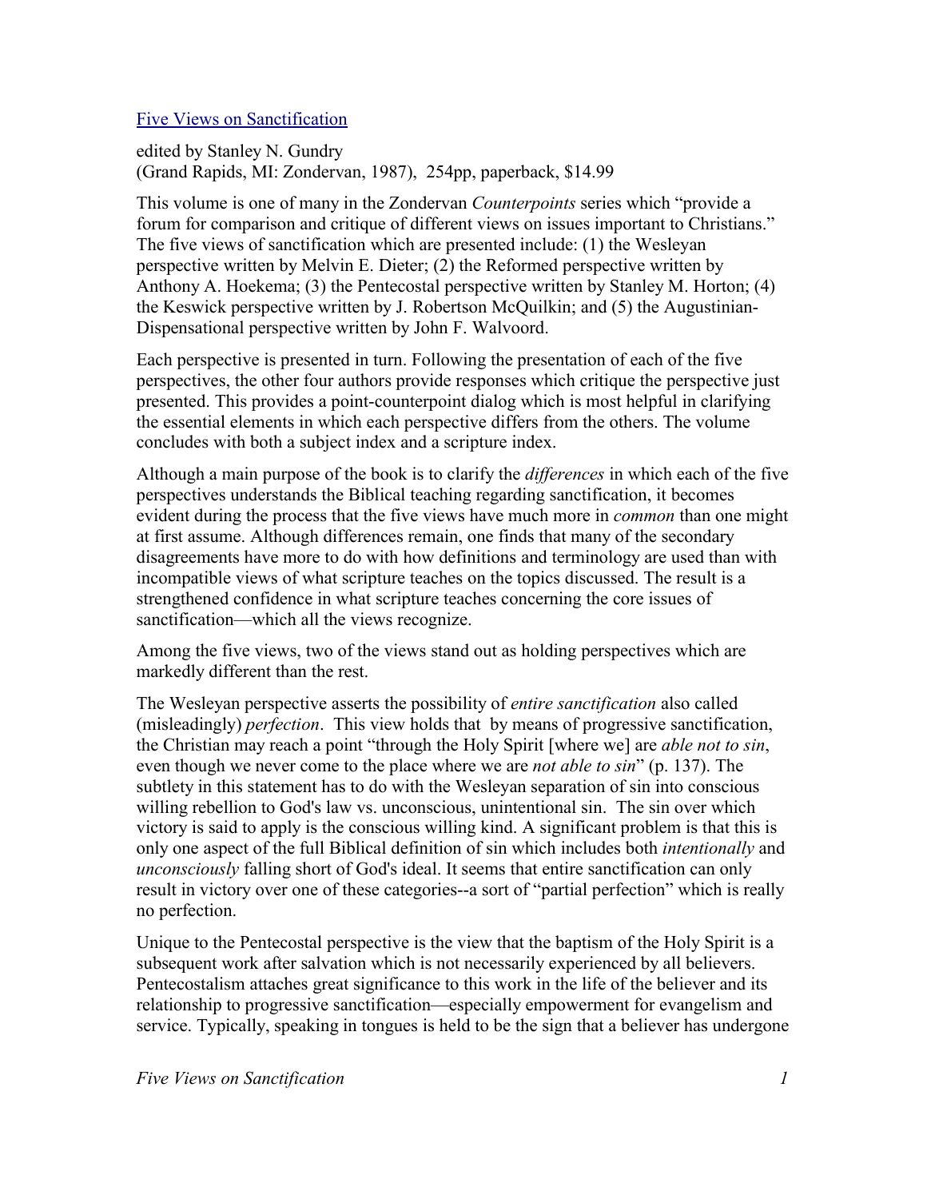[Five Views on Sanctification]

edited by Stanley N. Gundry
(Grand Rapids, MI: Zondervan, 1987), 254pp, paperback, $14.99

This volume is one of many in the Zondervan *Counterpoints* series which "provide a forum for comparison and critique of different views on issues important to Christians." The five views of sanctification which are presented include: (1) the Wesleyan perspective written by Melvin E. Dieter; (2) the Reformed perspective written by Anthony A. Hoekema; (3) the Pentecostal perspective written by Stanley M. Horton; (4) the Keswick perspective written by J. Robertson McQuilkin; and (5) the Augustinian-Dispensational perspective written by John F. Walvoord.

Each perspective is presented in turn. Following the presentation of each of the five perspectives, the other four authors provide responses which critique the perspective just presented. This provides a point-counterpoint dialog which is most helpful in clarifying the essential elements in which each perspective differs from the others. The volume concludes with both a subject index and a scripture index.

Although a main purpose of the book is to clarify the *differences* in which each of the five perspectives understands the Biblical teaching regarding sanctification, it becomes evident during the process that the five views have much more in *common* than one might at first assume. Although differences remain, one finds that many of the secondary disagreements have more to do with how definitions and terminology are used than with incompatible views of what scripture teaches on the topics discussed. The result is a strengthened confidence in what scripture teaches concerning the core issues of sanctification—which all the views recognize.

Among the five views, two of the views stand out as holding perspectives which are markedly different than the rest.

The Wesleyan perspective asserts the possibility of *entire sanctification* also called (misleadingly) *perfection*. This view holds that by means of progressive sanctification, the Christian may reach a point "through the Holy Spirit [where we] are *able not to sin*, even though we never come to the place where we are *not able to sin*" (p. 137). The subtlety in this statement has to do with the Wesleyan separation of sin into conscious willing rebellion to God's law vs. unconscious, unintentional sin. The sin over which victory is said to apply is the conscious willing kind. A significant problem is that this is only one aspect of the full Biblical definition of sin which includes both *intentionally* and *unconsciously* falling short of God's ideal. It seems that entire sanctification can only result in victory over one of these categories--a sort of "partial perfection" which is really no perfection.

Unique to the Pentecostal perspective is the view that the baptism of the Holy Spirit is a subsequent work after salvation which is not necessarily experienced by all believers. Pentecostalism attaches great significance to this work in the life of the believer and its relationship to progressive sanctification—especially empowerment for evangelism and service. Typically, speaking in tongues is held to be the sign that a believer has undergone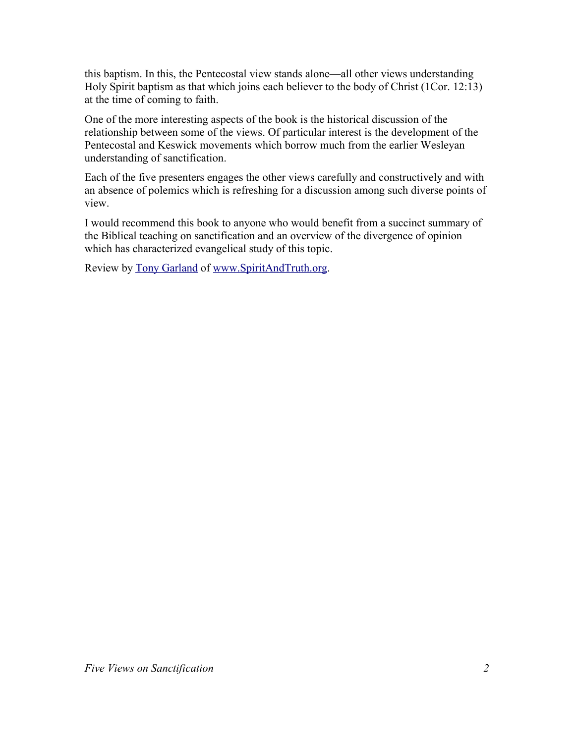this baptism. In this, the Pentecostal view stands alone—all other views understanding Holy Spirit baptism as that which joins each believer to the body of Christ (1Cor. 12:13) at the time of coming to faith.

One of the more interesting aspects of the book is the historical discussion of the relationship between some of the views. Of particular interest is the development of the Pentecostal and Keswick movements which borrow much from the earlier Wesleyan understanding of sanctification.

Each of the five presenters engages the other views carefully and constructively and with an absence of polemics which is refreshing for a discussion among such diverse points of view.

I would recommend this book to anyone who would benefit from a succinct summary of the Biblical teaching on sanctification and an overview of the divergence of opinion which has characterized evangelical study of this topic.

Review by Tony Garland of www.SpiritAndTruth.org.